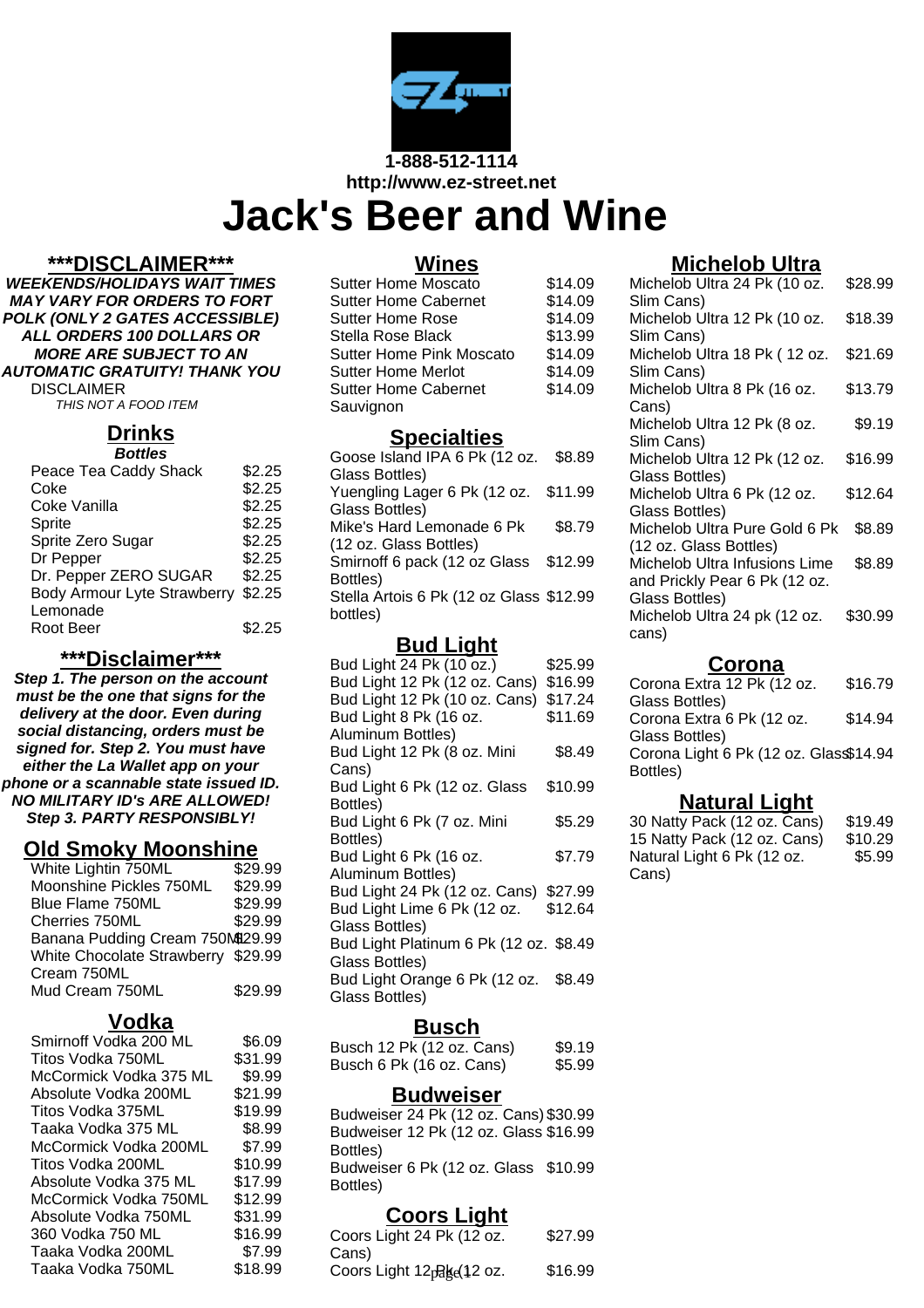1-888-512-1114
http://www.ez-street.net

# Jack's Beer and Wine

## ***DISCLAIMER***

***WEEKENDS/HOLIDAYS WAIT TIMES MAY VARY FOR ORDERS TO FORT POLK (ONLY 2 GATES ACCESSIBLE) ALL ORDERS 100 DOLLARS OR MORE ARE SUBJECT TO AN AUTOMATIC GRATUITY! THANK YOU***

DISCLAIMER

*THIS NOT A FOOD ITEM*

## Drinks

**Bottles**

| Item | Price |
|---|---|
| Peace Tea Caddy Shack | $2.25 |
| Coke | $2.25 |
| Coke Vanilla | $2.25 |
| Sprite | $2.25 |
| Sprite Zero Sugar | $2.25 |
| Dr Pepper | $2.25 |
| Dr. Pepper ZERO SUGAR | $2.25 |
| Body Armour Lyte Strawberry Lemonade | $2.25 |
| Root Beer | $2.25 |

## ***Disclaimer***

***Step 1. The person on the account must be the one that signs for the delivery at the door. Even during social distancing, orders must be signed for. Step 2. You must have either the La Wallet app on your phone or a scannable state issued ID. NO MILITARY ID's ARE ALLOWED! Step 3. PARTY RESPONSIBLY!***

## Old Smoky Moonshine

| Item | Price |
|---|---|
| White Lightin 750ML | $29.99 |
| Moonshine Pickles 750ML | $29.99 |
| Blue Flame 750ML | $29.99 |
| Cherries 750ML | $29.99 |
| Banana Pudding Cream 750ML | $29.99 |
| White Chocolate Strawberry Cream 750ML | $29.99 |
| Mud Cream 750ML | $29.99 |

## Vodka

| Item | Price |
|---|---|
| Smirnoff Vodka 200 ML | $6.09 |
| Titos Vodka 750ML | $31.99 |
| McCormick Vodka 375 ML | $9.99 |
| Absolute Vodka 200ML | $21.99 |
| Titos Vodka 375ML | $19.99 |
| Taaka Vodka 375 ML | $8.99 |
| McCormick Vodka 200ML | $7.99 |
| Titos Vodka 200ML | $10.99 |
| Absolute Vodka 375 ML | $17.99 |
| McCormick Vodka 750ML | $12.99 |
| Absolute Vodka 750ML | $31.99 |
| 360 Vodka 750 ML | $16.99 |
| Taaka Vodka 200ML | $7.99 |
| Taaka Vodka 750ML | $18.99 |

## Wines

| Item | Price |
|---|---|
| Sutter Home Moscato | $14.09 |
| Sutter Home Cabernet | $14.09 |
| Sutter Home Rose | $14.09 |
| Stella Rose Black | $13.99 |
| Sutter Home Pink Moscato | $14.09 |
| Sutter Home Merlot | $14.09 |
| Sutter Home Cabernet Sauvignon | $14.09 |

## Specialties

| Item | Price |
|---|---|
| Goose Island IPA 6 Pk (12 oz. Glass Bottles) | $8.89 |
| Yuengling Lager 6 Pk (12 oz. Glass Bottles) | $11.99 |
| Mike's Hard Lemonade 6 Pk (12 oz. Glass Bottles) | $8.79 |
| Smirnoff 6 pack (12 oz Glass Bottles) | $12.99 |
| Stella Artois 6 Pk (12 oz Glass bottles) | $12.99 |

## Bud Light

| Item | Price |
|---|---|
| Bud Light 24 Pk (10 oz.) | $25.99 |
| Bud Light 12 Pk (12 oz. Cans) | $16.99 |
| Bud Light 12 Pk (10 oz. Cans) | $17.24 |
| Bud Light 8 Pk (16 oz. Aluminum Bottles) | $11.69 |
| Bud Light 12 Pk (8 oz. Mini Cans) | $8.49 |
| Bud Light 6 Pk (12 oz. Glass Bottles) | $10.99 |
| Bud Light 6 Pk (7 oz. Mini Bottles) | $5.29 |
| Bud Light 6 Pk (16 oz. Aluminum Bottles) | $7.79 |
| Bud Light 24 Pk (12 oz. Cans) | $27.99 |
| Bud Light Lime 6 Pk (12 oz. Glass Bottles) | $12.64 |
| Bud Light Platinum 6 Pk (12 oz. Glass Bottles) | $8.49 |
| Bud Light Orange 6 Pk (12 oz. Glass Bottles) | $8.49 |

## Busch

| Item | Price |
|---|---|
| Busch 12 Pk (12 oz. Cans) | $9.19 |
| Busch 6 Pk (16 oz. Cans) | $5.99 |

## Budweiser

| Item | Price |
|---|---|
| Budweiser 24 Pk (12 oz. Cans) | $30.99 |
| Budweiser 12 Pk (12 oz. Glass Bottles) | $16.99 |
| Budweiser 6 Pk (12 oz. Glass Bottles) | $10.99 |

## Coors Light

| Item | Price |
|---|---|
| Coors Light 24 Pk (12 oz. Cans) | $27.99 |
| Coors Light 12 Pk (12 oz. | $16.99 |

## Michelob Ultra

| Item | Price |
|---|---|
| Michelob Ultra 24 Pk (10 oz. Slim Cans) | $28.99 |
| Michelob Ultra 12 Pk (10 oz. Slim Cans) | $18.39 |
| Michelob Ultra 18 Pk ( 12 oz. Slim Cans) | $21.69 |
| Michelob Ultra 8 Pk (16 oz. Cans) | $13.79 |
| Michelob Ultra 12 Pk (8 oz. Slim Cans) | $9.19 |
| Michelob Ultra 12 Pk (12 oz. Glass Bottles) | $16.99 |
| Michelob Ultra 6 Pk (12 oz. Glass Bottles) | $12.64 |
| Michelob Ultra Pure Gold 6 Pk (12 oz. Glass Bottles) | $8.89 |
| Michelob Ultra Infusions Lime and Prickly Pear 6 Pk (12 oz. Glass Bottles) | $8.89 |
| Michelob Ultra 24 pk (12 oz. cans) | $30.99 |

## Corona

| Item | Price |
|---|---|
| Corona Extra 12 Pk (12 oz. Glass Bottles) | $16.79 |
| Corona Extra 6 Pk (12 oz. Glass Bottles) | $14.94 |
| Corona Light 6 Pk (12 oz. Glass Bottles) | $14.94 |

## Natural Light

| Item | Price |
|---|---|
| 30 Natty Pack (12 oz. Cans) | $19.49 |
| 15 Natty Pack (12 oz. Cans) | $10.29 |
| Natural Light 6 Pk (12 oz. Cans) | $5.99 |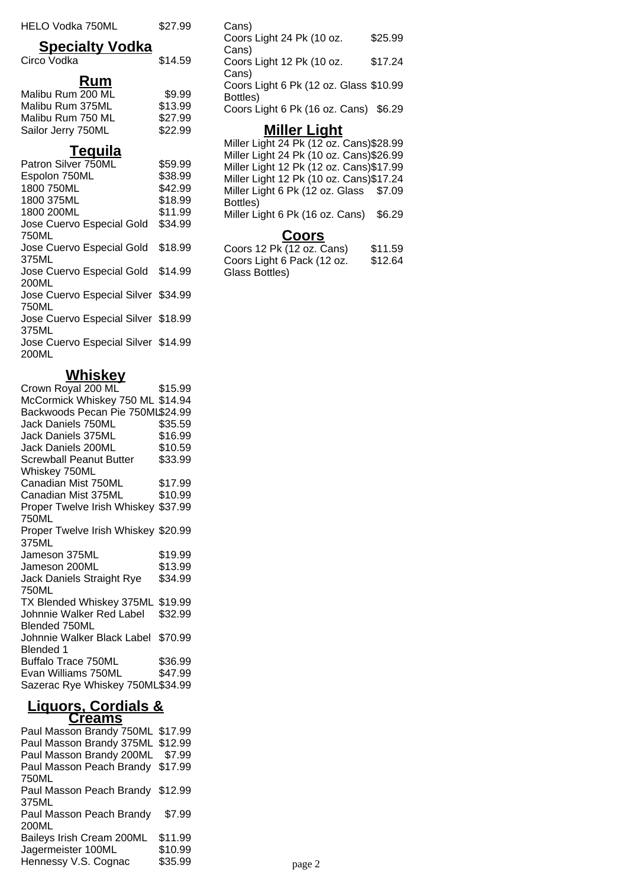| | |
|---|---|
| HELO Vodka 750ML | $27.99 |

## Specialty Vodka

| | |
|---|---|
| Circo Vodka | $14.59 |

## Rum

| | |
|---|---|
| Malibu Rum 200 ML | $9.99 |
| Malibu Rum 375ML | $13.99 |
| Malibu Rum 750 ML | $27.99 |
| Sailor Jerry 750ML | $22.99 |

## Tequila

| | |
|---|---|
| Patron Silver 750ML | $59.99 |
| Espolon 750ML | $38.99 |
| 1800 750ML | $42.99 |
| 1800 375ML | $18.99 |
| 1800 200ML | $11.99 |
| Jose Cuervo Especial Gold 750ML | $34.99 |
| Jose Cuervo Especial Gold 375ML | $18.99 |
| Jose Cuervo Especial Gold 200ML | $14.99 |
| Jose Cuervo Especial Silver 750ML | $34.99 |
| Jose Cuervo Especial Silver 375ML | $18.99 |
| Jose Cuervo Especial Silver 200ML | $14.99 |

## Whiskey

| | |
|---|---|
| Crown Royal 200 ML | $15.99 |
| McCormick Whiskey 750 ML | $14.94 |
| Backwoods Pecan Pie 750ML | $24.99 |
| Jack Daniels 750ML | $35.59 |
| Jack Daniels 375ML | $16.99 |
| Jack Daniels 200ML | $10.59 |
| Screwball Peanut Butter Whiskey 750ML | $33.99 |
| Canadian Mist 750ML | $17.99 |
| Canadian Mist 375ML | $10.99 |
| Proper Twelve Irish Whiskey 750ML | $37.99 |
| Proper Twelve Irish Whiskey 375ML | $20.99 |
| Jameson 375ML | $19.99 |
| Jameson 200ML | $13.99 |
| Jack Daniels Straight Rye 750ML | $34.99 |
| TX Blended Whiskey 375ML | $19.99 |
| Johnnie Walker Red Label Blended 750ML | $32.99 |
| Johnnie Walker Black Label Blended 1 | $70.99 |
| Buffalo Trace 750ML | $36.99 |
| Evan Williams 750ML | $47.99 |
| Sazerac Rye Whiskey 750ML | $34.99 |

## Liquors, Cordials & Creams

| | |
|---|---|
| Paul Masson Brandy 750ML | $17.99 |
| Paul Masson Brandy 375ML | $12.99 |
| Paul Masson Brandy 200ML | $7.99 |
| Paul Masson Peach Brandy 750ML | $17.99 |
| Paul Masson Peach Brandy 375ML | $12.99 |
| Paul Masson Peach Brandy 200ML | $7.99 |
| Baileys Irish Cream 200ML | $11.99 |
| Jagermeister 100ML | $10.99 |
| Hennessy V.S. Cognac | $35.99 |

| | |
|---|---|
| Cans) | |
| Coors Light 24 Pk (10 oz. Cans) | $25.99 |
| Coors Light 12 Pk (10 oz. Cans) | $17.24 |
| Coors Light 6 Pk (12 oz. Glass Bottles) | $10.99 |
| Coors Light 6 Pk (16 oz. Cans) | $6.29 |

## Miller Light

| | |
|---|---|
| Miller Light 24 Pk (12 oz. Cans) | $28.99 |
| Miller Light 24 Pk (10 oz. Cans) | $26.99 |
| Miller Light 12 Pk (12 oz. Cans) | $17.99 |
| Miller Light 12 Pk (10 oz. Cans) | $17.24 |
| Miller Light 6 Pk (12 oz. Glass Bottles) | $7.09 |
| Miller Light 6 Pk (16 oz. Cans) | $6.29 |

## Coors

| | |
|---|---|
| Coors 12 Pk (12 oz. Cans) | $11.59 |
| Coors Light 6 Pack (12 oz. Glass Bottles) | $12.64 |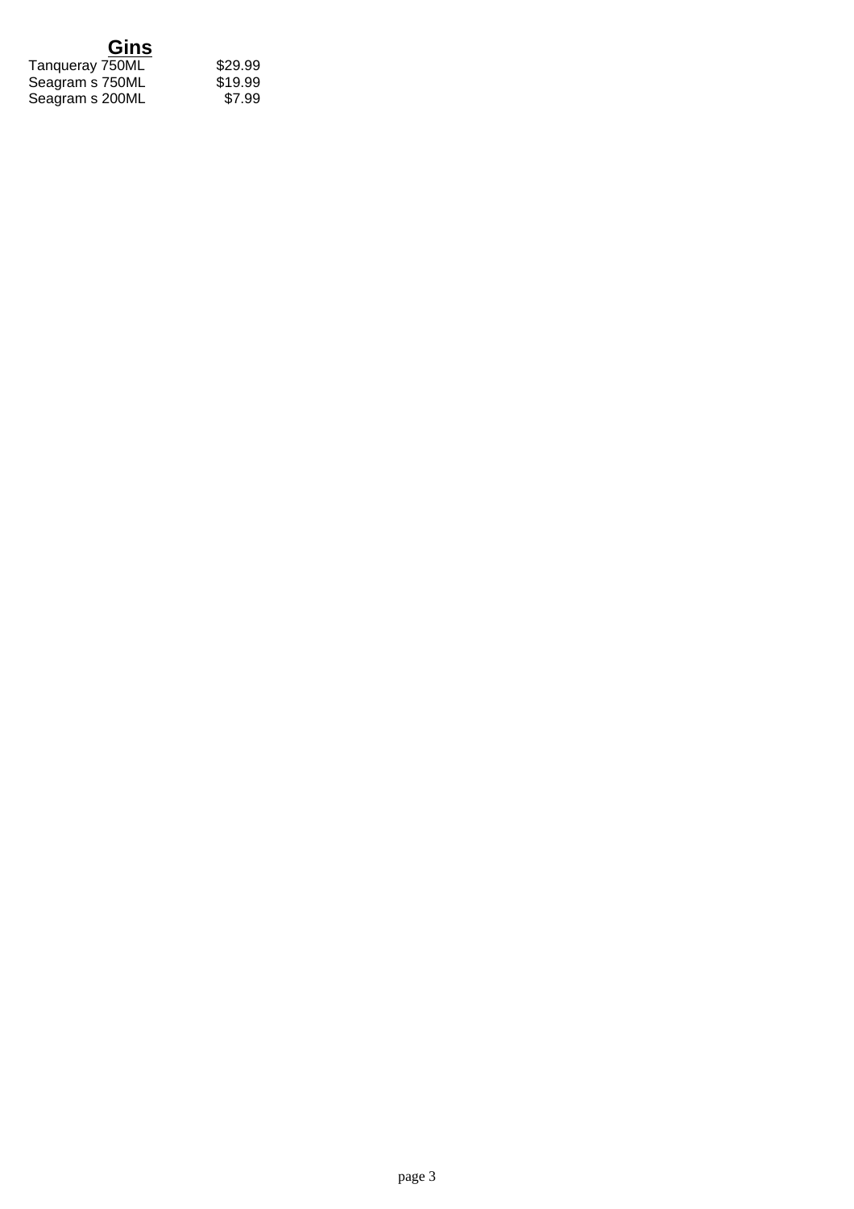## Gins

| | |
|---|---|
| Tanqueray 750ML | $29.99 |
| Seagram s 750ML | $19.99 |
| Seagram s 200ML | $7.99 |